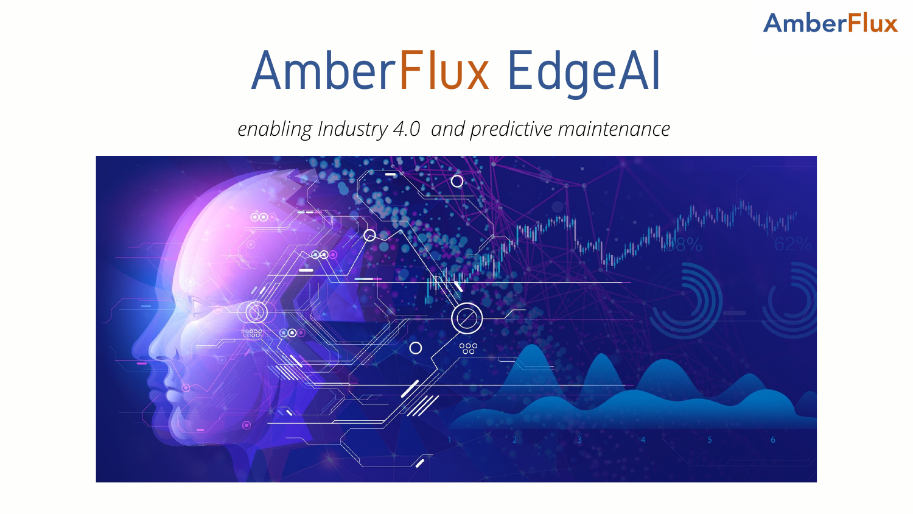# AmberFlux EdgeAI

*enabling Industry 4.0 and predictive maintenance*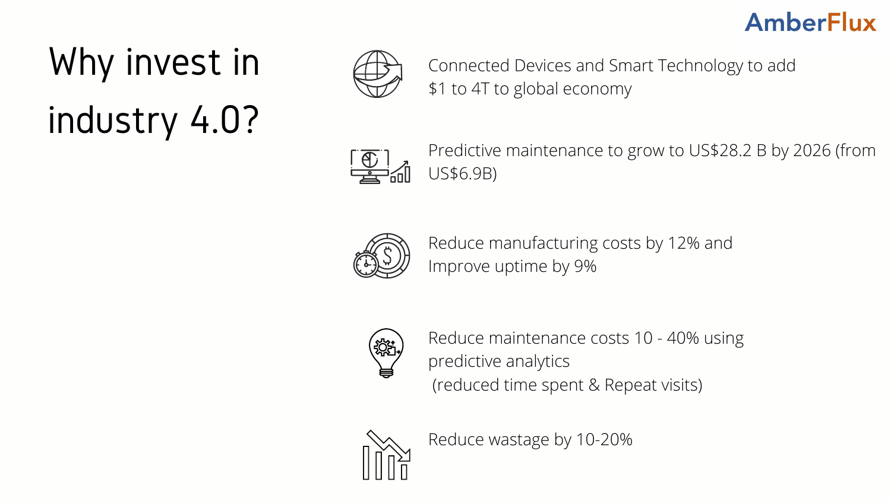# Why invest in industry 4.0?

- Connected Devices and Smart Technology to add $1 to 4T to global economy
- Predictive maintenance to grow to US$28.2 B by 2026 (from US$6.9B)
- Reduce manufacturing costs by 12% and Improve uptime by 9%
- Reduce maintenance costs 10 - 40% using predictive analytics
  (reduced time spent & Repeat visits)
- Reduce wastage by 10-20%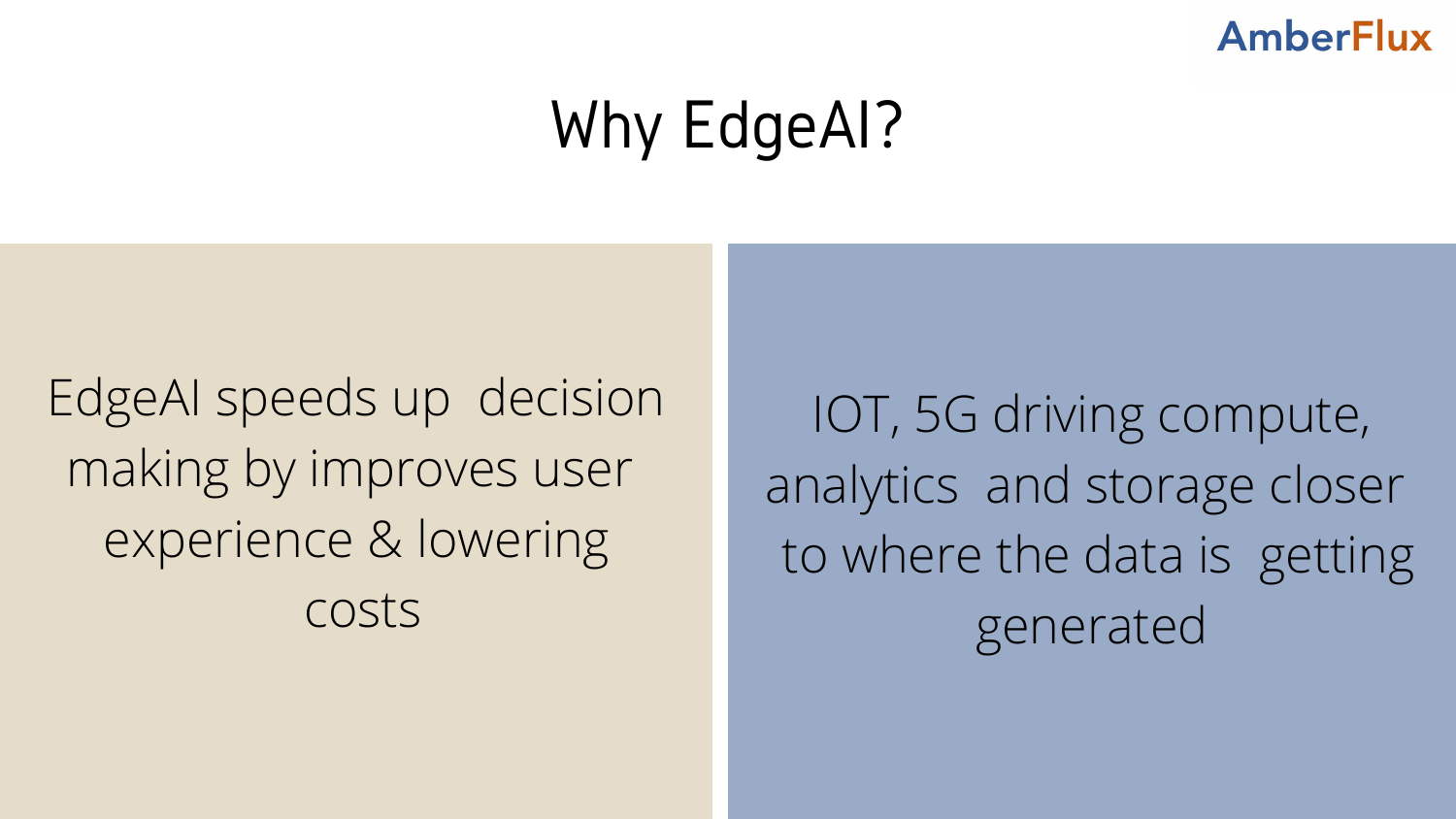# Why EdgeAI?

EdgeAI speeds up decision making by improves user experience & lowering costs

IOT, 5G driving compute, analytics and storage closer to where the data is getting generated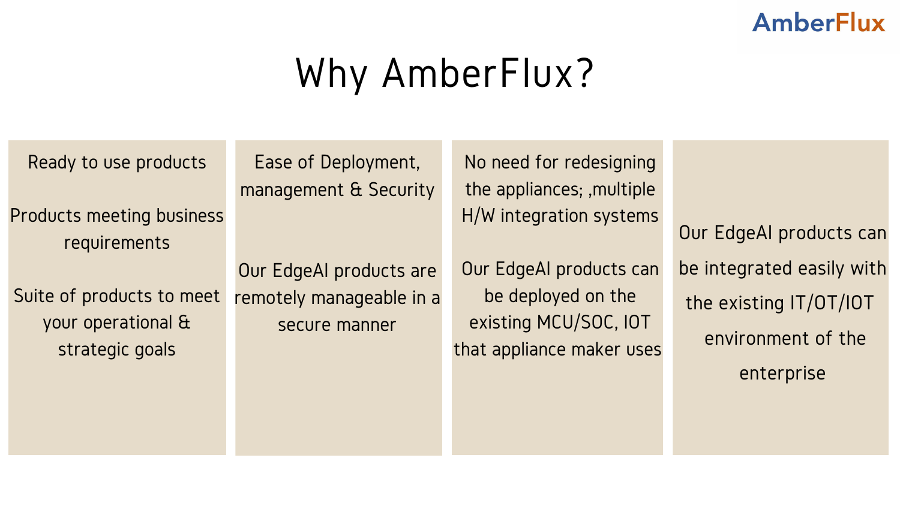# Why AmberFlux?

Ready to use products

Products meeting business requirements

Suite of products to meet your operational & strategic goals

Ease of Deployment, management & Security

Our EdgeAI products are remotely manageable in a secure manner

No need for redesigning the appliances; ,multiple H/W integration systems

Our EdgeAI products can be deployed on the existing MCU/SOC, IOT that appliance maker uses

Our EdgeAI products can be integrated easily with the existing IT/OT/IOT environment of the enterprise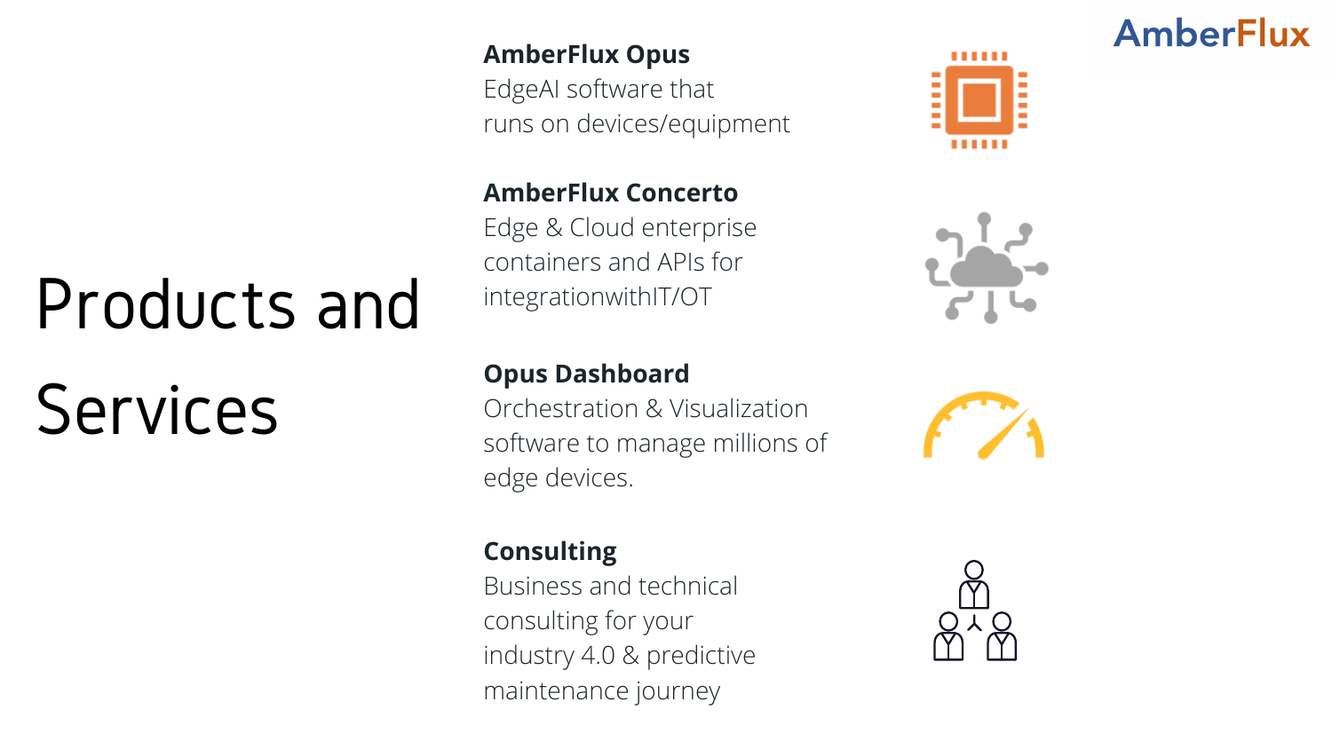# Products and Services

**AmberFlux Opus**
EdgeAI software that runs on devices/equipment

**AmberFlux Concerto**
Edge & Cloud enterprise containers and APIs for integrationwithIT/OT

**Opus Dashboard**
Orchestration & Visualization software to manage millions of edge devices.

**Consulting**
Business and technical consulting for your industry 4.0 & predictive maintenance journey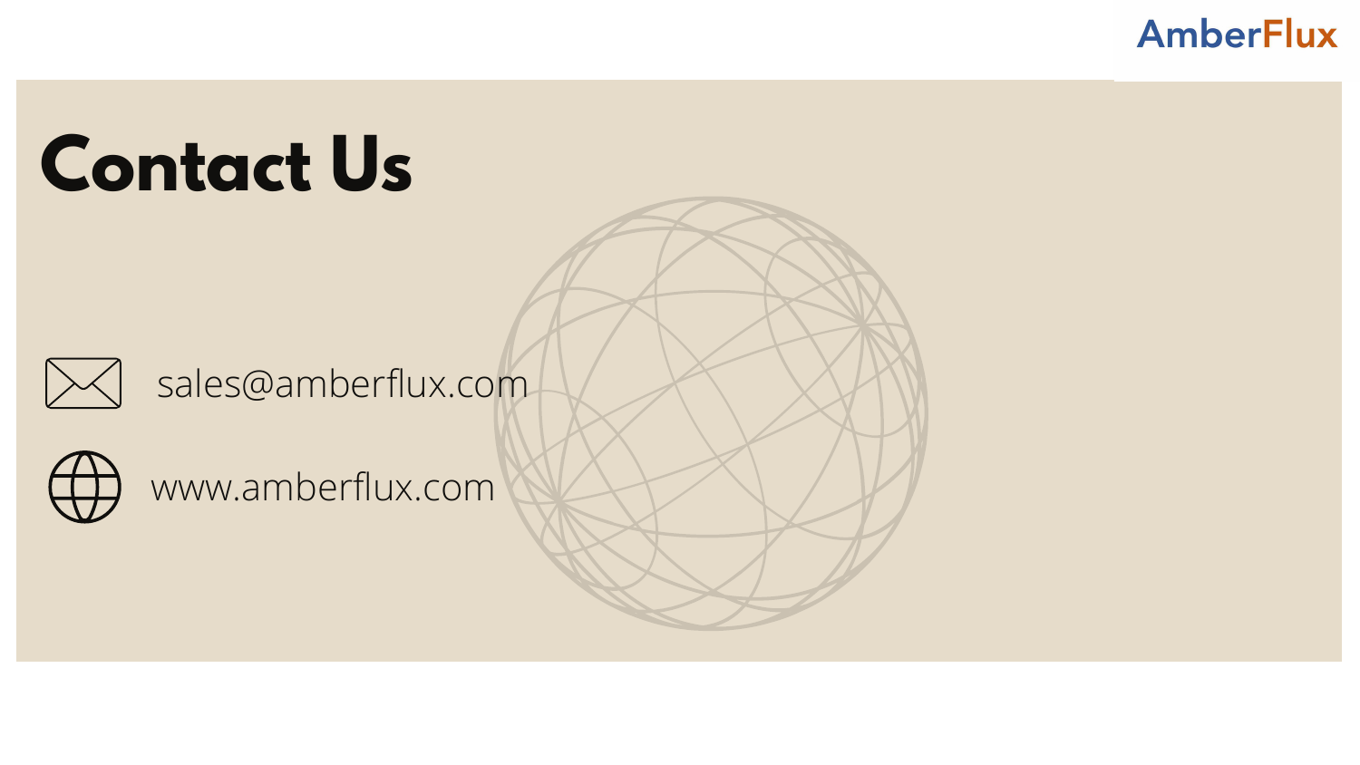AmberFlux

# Contact Us

sales@amberflux.com

www.amberflux.com